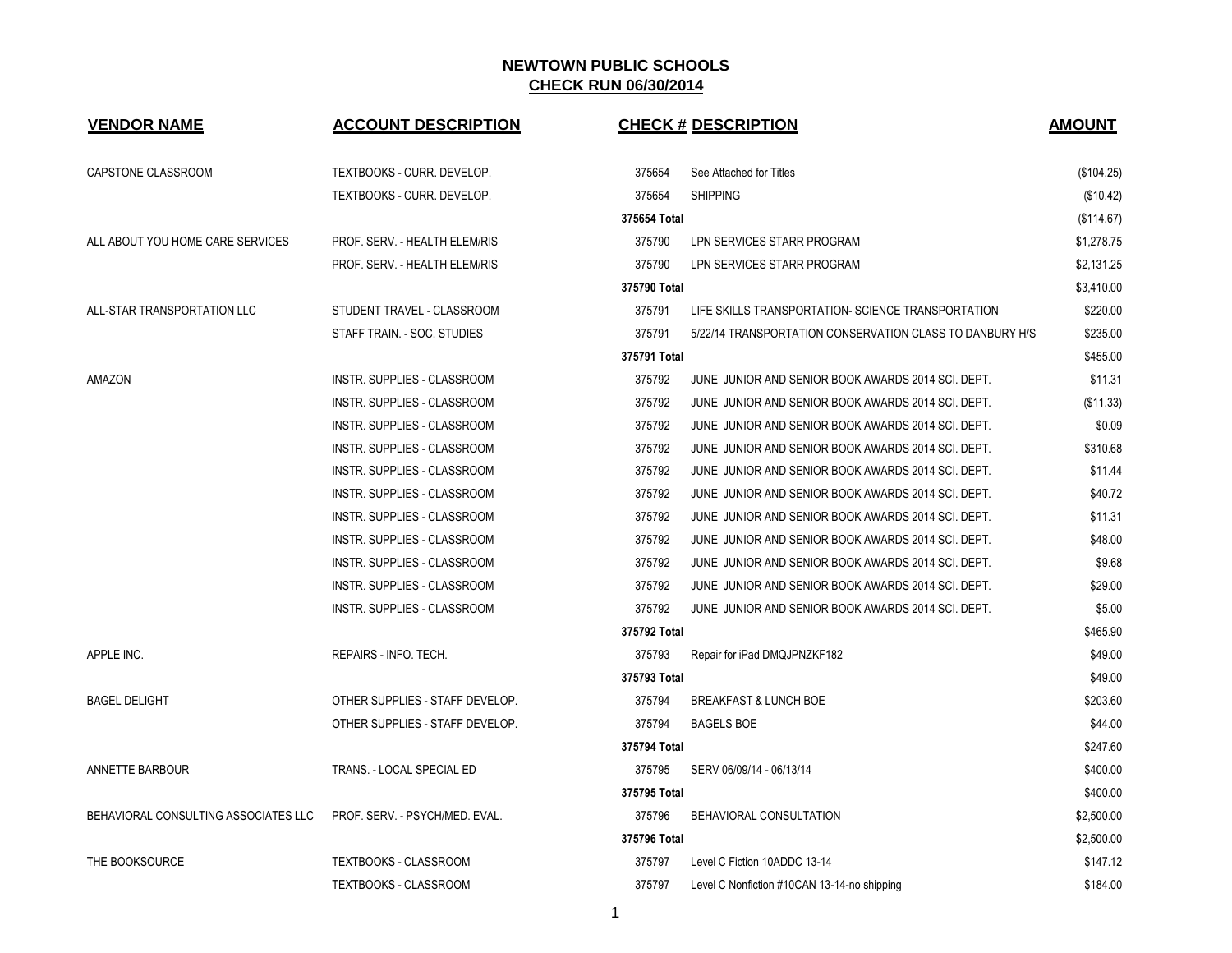# NEWTOWN PUBLIC SCHOOLS

## CHECK RUN 06/30/2014

| VENDOR NAME | ACCOUNT DESCRIPTION | CHECK # | DESCRIPTION | AMOUNT |
|---|---|---|---|---|
| CAPSTONE CLASSROOM | TEXTBOOKS - CURR. DEVELOP. | 375654 | See Attached for Titles | ($104.25) |
| | TEXTBOOKS - CURR. DEVELOP. | 375654 | SHIPPING | ($10.42) |
| | | 375654 Total | | ($114.67) |
| ALL ABOUT YOU HOME CARE SERVICES | PROF. SERV. - HEALTH ELEM/RIS | 375790 | LPN SERVICES STARR PROGRAM | $1,278.75 |
| | PROF. SERV. - HEALTH ELEM/RIS | 375790 | LPN SERVICES STARR PROGRAM | $2,131.25 |
| | | 375790 Total | | $3,410.00 |
| ALL-STAR TRANSPORTATION LLC | STUDENT TRAVEL - CLASSROOM | 375791 | LIFE SKILLS TRANSPORTATION- SCIENCE TRANSPORTATION | $220.00 |
| | STAFF TRAIN. - SOC. STUDIES | 375791 | 5/22/14 TRANSPORTATION CONSERVATION CLASS TO DANBURY H/S | $235.00 |
| | | 375791 Total | | $455.00 |
| AMAZON | INSTR. SUPPLIES - CLASSROOM | 375792 | JUNE JUNIOR AND SENIOR BOOK AWARDS 2014 SCI. DEPT. | $11.31 |
| | INSTR. SUPPLIES - CLASSROOM | 375792 | JUNE JUNIOR AND SENIOR BOOK AWARDS 2014 SCI. DEPT. | ($11.33) |
| | INSTR. SUPPLIES - CLASSROOM | 375792 | JUNE JUNIOR AND SENIOR BOOK AWARDS 2014 SCI. DEPT. | $0.09 |
| | INSTR. SUPPLIES - CLASSROOM | 375792 | JUNE JUNIOR AND SENIOR BOOK AWARDS 2014 SCI. DEPT. | $310.68 |
| | INSTR. SUPPLIES - CLASSROOM | 375792 | JUNE JUNIOR AND SENIOR BOOK AWARDS 2014 SCI. DEPT. | $11.44 |
| | INSTR. SUPPLIES - CLASSROOM | 375792 | JUNE JUNIOR AND SENIOR BOOK AWARDS 2014 SCI. DEPT. | $40.72 |
| | INSTR. SUPPLIES - CLASSROOM | 375792 | JUNE JUNIOR AND SENIOR BOOK AWARDS 2014 SCI. DEPT. | $11.31 |
| | INSTR. SUPPLIES - CLASSROOM | 375792 | JUNE JUNIOR AND SENIOR BOOK AWARDS 2014 SCI. DEPT. | $48.00 |
| | INSTR. SUPPLIES - CLASSROOM | 375792 | JUNE JUNIOR AND SENIOR BOOK AWARDS 2014 SCI. DEPT. | $9.68 |
| | INSTR. SUPPLIES - CLASSROOM | 375792 | JUNE JUNIOR AND SENIOR BOOK AWARDS 2014 SCI. DEPT. | $29.00 |
| | INSTR. SUPPLIES - CLASSROOM | 375792 | JUNE JUNIOR AND SENIOR BOOK AWARDS 2014 SCI. DEPT. | $5.00 |
| | | 375792 Total | | $465.90 |
| APPLE INC. | REPAIRS - INFO. TECH. | 375793 | Repair for iPad DMQJPNZKF182 | $49.00 |
| | | 375793 Total | | $49.00 |
| BAGEL DELIGHT | OTHER SUPPLIES - STAFF DEVELOP. | 375794 | BREAKFAST & LUNCH BOE | $203.60 |
| | OTHER SUPPLIES - STAFF DEVELOP. | 375794 | BAGELS BOE | $44.00 |
| | | 375794 Total | | $247.60 |
| ANNETTE BARBOUR | TRANS. - LOCAL SPECIAL ED | 375795 | SERV 06/09/14 - 06/13/14 | $400.00 |
| | | 375795 Total | | $400.00 |
| BEHAVIORAL CONSULTING ASSOCIATES LLC | PROF. SERV. - PSYCH/MED. EVAL. | 375796 | BEHAVIORAL CONSULTATION | $2,500.00 |
| | | 375796 Total | | $2,500.00 |
| THE BOOKSOURCE | TEXTBOOKS - CLASSROOM | 375797 | Level C Fiction 10ADDC 13-14 | $147.12 |
| | TEXTBOOKS - CLASSROOM | 375797 | Level C Nonfiction #10CAN 13-14-no shipping | $184.00 |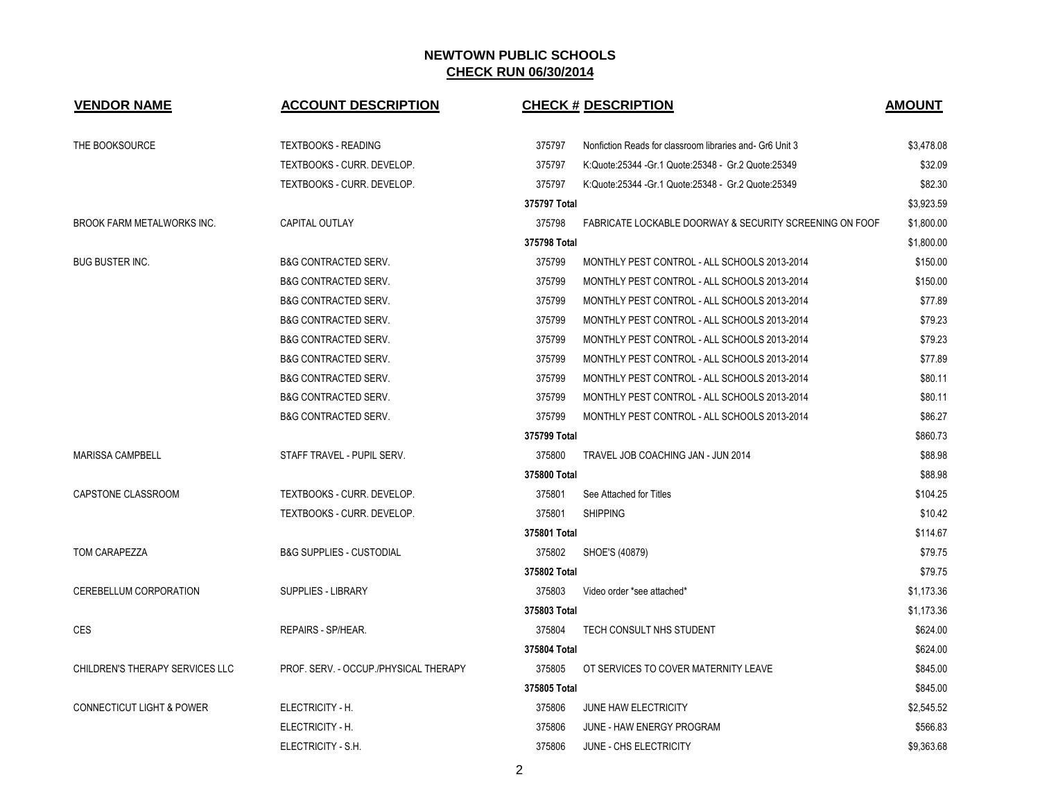## NEWTOWN PUBLIC SCHOOLS
## CHECK RUN 06/30/2014

| VENDOR NAME | ACCOUNT DESCRIPTION | CHECK # | DESCRIPTION | AMOUNT |
|---|---|---|---|---|
| THE BOOKSOURCE | TEXTBOOKS - READING | 375797 | Nonfiction Reads for classroom libraries and- Gr6 Unit 3 | $3,478.08 |
| | TEXTBOOKS - CURR. DEVELOP. | 375797 | K:Quote:25344 -Gr.1 Quote:25348 - Gr.2 Quote:25349 | $32.09 |
| | TEXTBOOKS - CURR. DEVELOP. | 375797 | K:Quote:25344 -Gr.1 Quote:25348 - Gr.2 Quote:25349 | $82.30 |
| | | 375797 Total | | $3,923.59 |
| BROOK FARM METALWORKS INC. | CAPITAL OUTLAY | 375798 | FABRICATE LOCKABLE DOORWAY & SECURITY SCREENING ON FOOF | $1,800.00 |
| | | 375798 Total | | $1,800.00 |
| BUG BUSTER INC. | B&G CONTRACTED SERV. | 375799 | MONTHLY PEST CONTROL - ALL SCHOOLS 2013-2014 | $150.00 |
| | B&G CONTRACTED SERV. | 375799 | MONTHLY PEST CONTROL - ALL SCHOOLS 2013-2014 | $150.00 |
| | B&G CONTRACTED SERV. | 375799 | MONTHLY PEST CONTROL - ALL SCHOOLS 2013-2014 | $77.89 |
| | B&G CONTRACTED SERV. | 375799 | MONTHLY PEST CONTROL - ALL SCHOOLS 2013-2014 | $79.23 |
| | B&G CONTRACTED SERV. | 375799 | MONTHLY PEST CONTROL - ALL SCHOOLS 2013-2014 | $79.23 |
| | B&G CONTRACTED SERV. | 375799 | MONTHLY PEST CONTROL - ALL SCHOOLS 2013-2014 | $77.89 |
| | B&G CONTRACTED SERV. | 375799 | MONTHLY PEST CONTROL - ALL SCHOOLS 2013-2014 | $80.11 |
| | B&G CONTRACTED SERV. | 375799 | MONTHLY PEST CONTROL - ALL SCHOOLS 2013-2014 | $80.11 |
| | B&G CONTRACTED SERV. | 375799 | MONTHLY PEST CONTROL - ALL SCHOOLS 2013-2014 | $86.27 |
| | | 375799 Total | | $860.73 |
| MARISSA CAMPBELL | STAFF TRAVEL - PUPIL SERV. | 375800 | TRAVEL JOB COACHING JAN - JUN 2014 | $88.98 |
| | | 375800 Total | | $88.98 |
| CAPSTONE CLASSROOM | TEXTBOOKS - CURR. DEVELOP. | 375801 | See Attached for Titles | $104.25 |
| | TEXTBOOKS - CURR. DEVELOP. | 375801 | SHIPPING | $10.42 |
| | | 375801 Total | | $114.67 |
| TOM CARAPEZZA | B&G SUPPLIES - CUSTODIAL | 375802 | SHOE'S (40879) | $79.75 |
| | | 375802 Total | | $79.75 |
| CEREBELLUM CORPORATION | SUPPLIES - LIBRARY | 375803 | Video order *see attached* | $1,173.36 |
| | | 375803 Total | | $1,173.36 |
| CES | REPAIRS - SP/HEAR. | 375804 | TECH CONSULT NHS STUDENT | $624.00 |
| | | 375804 Total | | $624.00 |
| CHILDREN'S THERAPY SERVICES LLC | PROF. SERV. - OCCUP./PHYSICAL THERAPY | 375805 | OT SERVICES TO COVER MATERNITY LEAVE | $845.00 |
| | | 375805 Total | | $845.00 |
| CONNECTICUT LIGHT & POWER | ELECTRICITY - H. | 375806 | JUNE HAW ELECTRICITY | $2,545.52 |
| | ELECTRICITY - H. | 375806 | JUNE - HAW ENERGY PROGRAM | $566.83 |
| | ELECTRICITY - S.H. | 375806 | JUNE - CHS ELECTRICITY | $9,363.68 |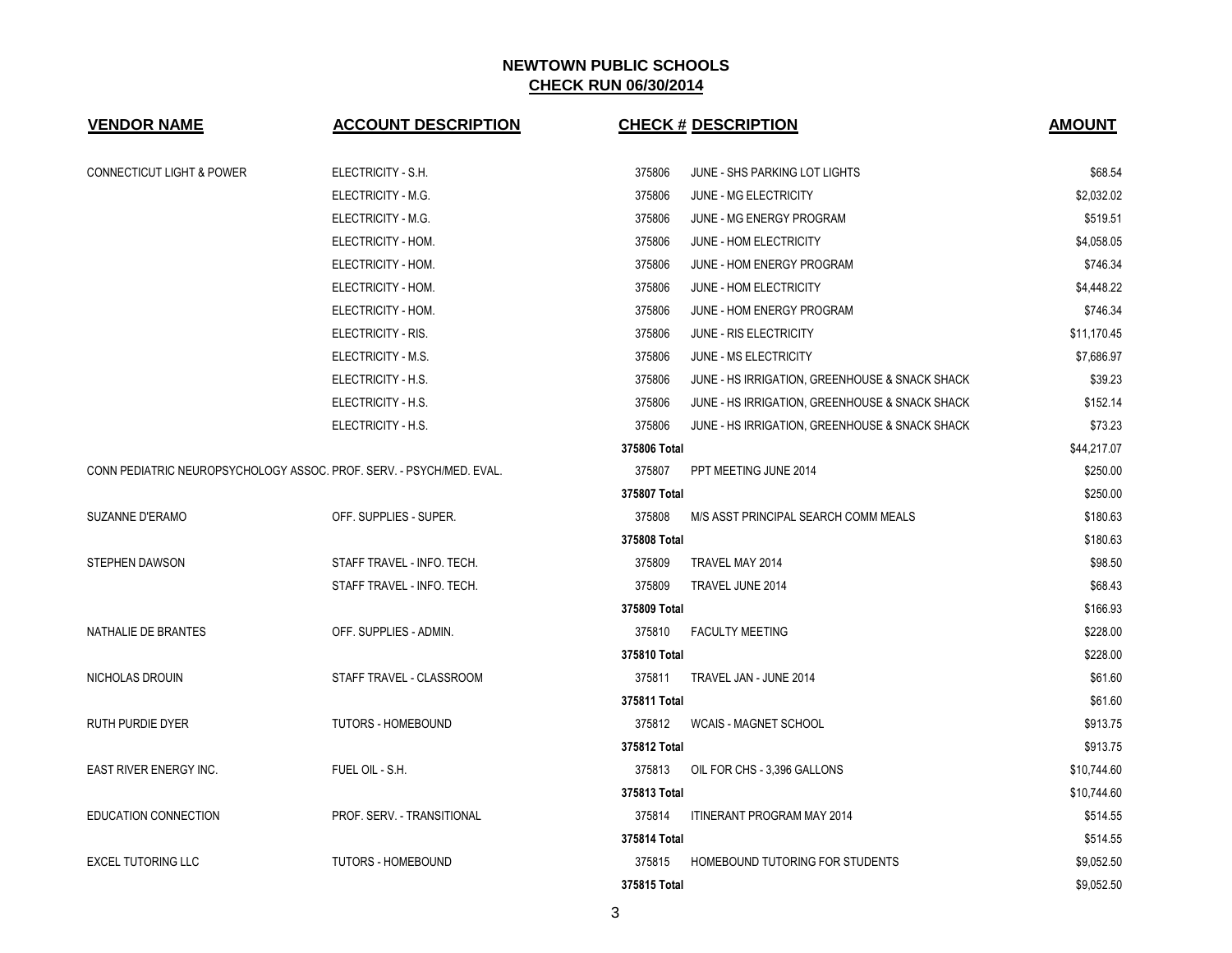# NEWTOWN PUBLIC SCHOOLS
## CHECK RUN 06/30/2014

| VENDOR NAME | ACCOUNT DESCRIPTION | CHECK # | DESCRIPTION | AMOUNT |
|---|---|---|---|---|
| CONNECTICUT LIGHT & POWER | ELECTRICITY - S.H. | 375806 | JUNE - SHS PARKING LOT LIGHTS | $68.54 |
| | ELECTRICITY - M.G. | 375806 | JUNE - MG ELECTRICITY | $2,032.02 |
| | ELECTRICITY - M.G. | 375806 | JUNE - MG ENERGY PROGRAM | $519.51 |
| | ELECTRICITY - HOM. | 375806 | JUNE - HOM ELECTRICITY | $4,058.05 |
| | ELECTRICITY - HOM. | 375806 | JUNE - HOM ENERGY PROGRAM | $746.34 |
| | ELECTRICITY - HOM. | 375806 | JUNE - HOM ELECTRICITY | $4,448.22 |
| | ELECTRICITY - HOM. | 375806 | JUNE - HOM ENERGY PROGRAM | $746.34 |
| | ELECTRICITY - RIS. | 375806 | JUNE - RIS ELECTRICITY | $11,170.45 |
| | ELECTRICITY - M.S. | 375806 | JUNE - MS ELECTRICITY | $7,686.97 |
| | ELECTRICITY - H.S. | 375806 | JUNE - HS IRRIGATION, GREENHOUSE & SNACK SHACK | $39.23 |
| | ELECTRICITY - H.S. | 375806 | JUNE - HS IRRIGATION, GREENHOUSE & SNACK SHACK | $152.14 |
| | ELECTRICITY - H.S. | 375806 | JUNE - HS IRRIGATION, GREENHOUSE & SNACK SHACK | $73.23 |
| | | **375806 Total** | | $44,217.07 |
| CONN PEDIATRIC NEUROPSYCHOLOGY ASSOC. | PROF. SERV. - PSYCH/MED. EVAL. | 375807 | PPT MEETING JUNE 2014 | $250.00 |
| | | **375807 Total** | | $250.00 |
| SUZANNE D'ERAMO | OFF. SUPPLIES - SUPER. | 375808 | M/S ASST PRINCIPAL SEARCH COMM MEALS | $180.63 |
| | | **375808 Total** | | $180.63 |
| STEPHEN DAWSON | STAFF TRAVEL - INFO. TECH. | 375809 | TRAVEL MAY 2014 | $98.50 |
| | STAFF TRAVEL - INFO. TECH. | 375809 | TRAVEL JUNE 2014 | $68.43 |
| | | **375809 Total** | | $166.93 |
| NATHALIE DE BRANTES | OFF. SUPPLIES - ADMIN. | 375810 | FACULTY MEETING | $228.00 |
| | | **375810 Total** | | $228.00 |
| NICHOLAS DROUIN | STAFF TRAVEL - CLASSROOM | 375811 | TRAVEL JAN - JUNE 2014 | $61.60 |
| | | **375811 Total** | | $61.60 |
| RUTH PURDIE DYER | TUTORS - HOMEBOUND | 375812 | WCAIS - MAGNET SCHOOL | $913.75 |
| | | **375812 Total** | | $913.75 |
| EAST RIVER ENERGY INC. | FUEL OIL - S.H. | 375813 | OIL FOR CHS - 3,396 GALLONS | $10,744.60 |
| | | **375813 Total** | | $10,744.60 |
| EDUCATION CONNECTION | PROF. SERV. - TRANSITIONAL | 375814 | ITINERANT PROGRAM MAY 2014 | $514.55 |
| | | **375814 Total** | | $514.55 |
| EXCEL TUTORING LLC | TUTORS - HOMEBOUND | 375815 | HOMEBOUND TUTORING FOR STUDENTS | $9,052.50 |
| | | **375815 Total** | | $9,052.50 |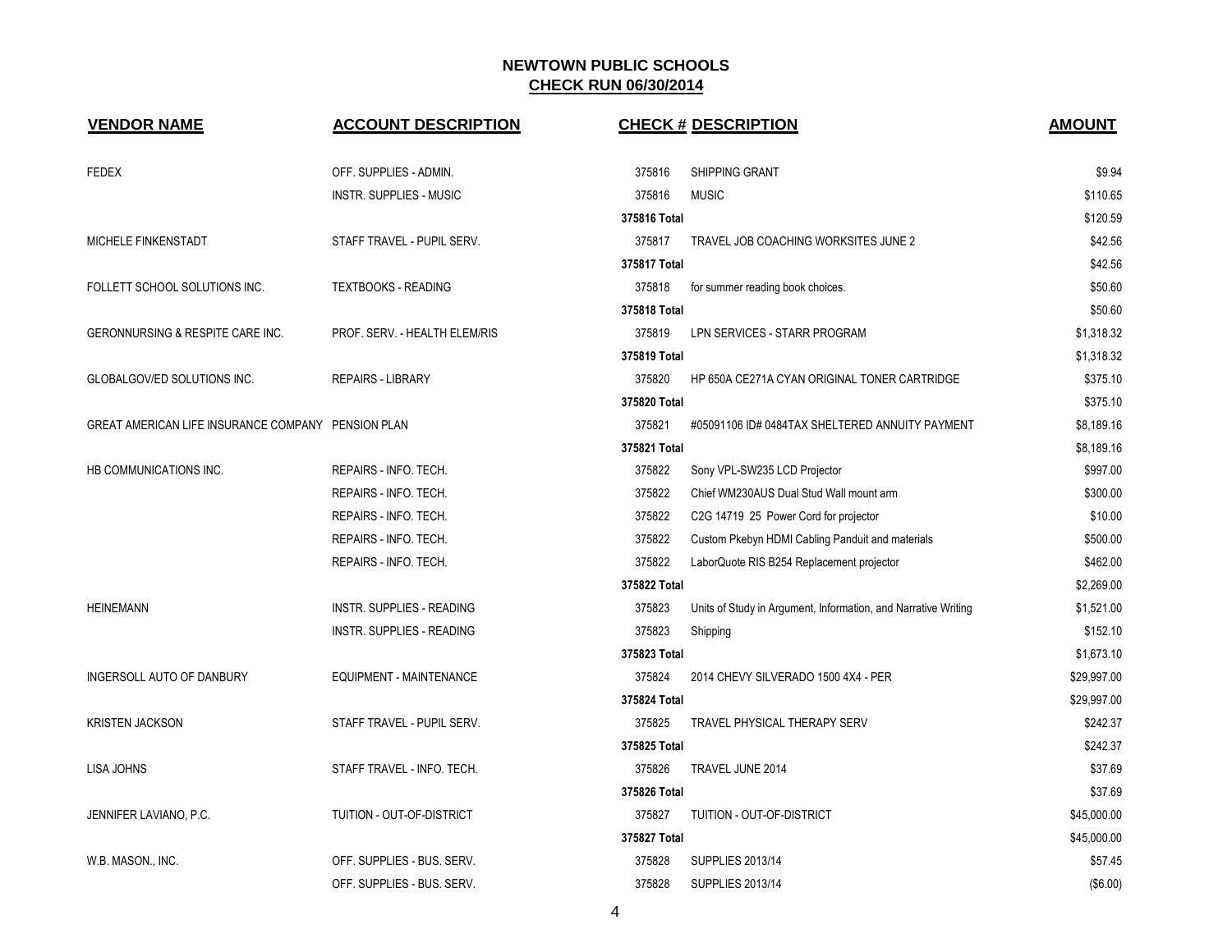# NEWTOWN PUBLIC SCHOOLS

## CHECK RUN 06/30/2014

| VENDOR NAME | ACCOUNT DESCRIPTION | CHECK # | DESCRIPTION | AMOUNT |
|---|---|---|---|---|
| FEDEX | OFF. SUPPLIES - ADMIN. | 375816 | SHIPPING GRANT | $9.94 |
| | INSTR. SUPPLIES - MUSIC | 375816 | MUSIC | $110.65 |
| | | 375816 Total | | $120.59 |
| MICHELE FINKENSTADT | STAFF TRAVEL - PUPIL SERV. | 375817 | TRAVEL JOB COACHING WORKSITES JUNE 2 | $42.56 |
| | | 375817 Total | | $42.56 |
| FOLLETT SCHOOL SOLUTIONS INC. | TEXTBOOKS - READING | 375818 | for summer reading book choices. | $50.60 |
| | | 375818 Total | | $50.60 |
| GERONNURSING & RESPITE CARE INC. | PROF. SERV. - HEALTH ELEM/RIS | 375819 | LPN SERVICES - STARR PROGRAM | $1,318.32 |
| | | 375819 Total | | $1,318.32 |
| GLOBALGOV/ED SOLUTIONS INC. | REPAIRS - LIBRARY | 375820 | HP 650A CE271A CYAN ORIGINAL TONER CARTRIDGE | $375.10 |
| | | 375820 Total | | $375.10 |
| GREAT AMERICAN LIFE INSURANCE COMPANY | PENSION PLAN | 375821 | #05091106 ID# 0484TAX SHELTERED ANNUITY PAYMENT | $8,189.16 |
| | | 375821 Total | | $8,189.16 |
| HB COMMUNICATIONS INC. | REPAIRS - INFO. TECH. | 375822 | Sony VPL-SW235 LCD Projector | $997.00 |
| | REPAIRS - INFO. TECH. | 375822 | Chief WM230AUS Dual Stud Wall mount arm | $300.00 |
| | REPAIRS - INFO. TECH. | 375822 | C2G 14719 25 Power Cord for projector | $10.00 |
| | REPAIRS - INFO. TECH. | 375822 | Custom Pkebyn HDMI Cabling Panduit and materials | $500.00 |
| | REPAIRS - INFO. TECH. | 375822 | LaborQuote RIS B254 Replacement projector | $462.00 |
| | | 375822 Total | | $2,269.00 |
| HEINEMANN | INSTR. SUPPLIES - READING | 375823 | Units of Study in Argument, Information, and Narrative Writing | $1,521.00 |
| | INSTR. SUPPLIES - READING | 375823 | Shipping | $152.10 |
| | | 375823 Total | | $1,673.10 |
| INGERSOLL AUTO OF DANBURY | EQUIPMENT - MAINTENANCE | 375824 | 2014 CHEVY SILVERADO 1500 4X4 - PER | $29,997.00 |
| | | 375824 Total | | $29,997.00 |
| KRISTEN JACKSON | STAFF TRAVEL - PUPIL SERV. | 375825 | TRAVEL PHYSICAL THERAPY SERV | $242.37 |
| | | 375825 Total | | $242.37 |
| LISA JOHNS | STAFF TRAVEL - INFO. TECH. | 375826 | TRAVEL JUNE 2014 | $37.69 |
| | | 375826 Total | | $37.69 |
| JENNIFER LAVIANO, P.C. | TUITION - OUT-OF-DISTRICT | 375827 | TUITION - OUT-OF-DISTRICT | $45,000.00 |
| | | 375827 Total | | $45,000.00 |
| W.B. MASON., INC. | OFF. SUPPLIES - BUS. SERV. | 375828 | SUPPLIES 2013/14 | $57.45 |
| | OFF. SUPPLIES - BUS. SERV. | 375828 | SUPPLIES 2013/14 | ($6.00) |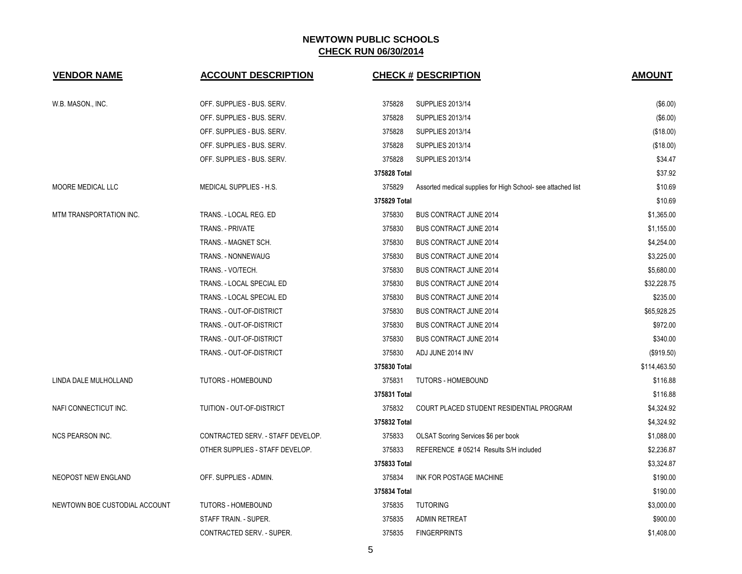## NEWTOWN PUBLIC SCHOOLS
## CHECK RUN 06/30/2014

| VENDOR NAME | ACCOUNT DESCRIPTION | CHECK # | DESCRIPTION | AMOUNT |
|---|---|---|---|---|
| W.B. MASON., INC. | OFF. SUPPLIES - BUS. SERV. | 375828 | SUPPLIES 2013/14 | ($6.00) |
| | OFF. SUPPLIES - BUS. SERV. | 375828 | SUPPLIES 2013/14 | ($6.00) |
| | OFF. SUPPLIES - BUS. SERV. | 375828 | SUPPLIES 2013/14 | ($18.00) |
| | OFF. SUPPLIES - BUS. SERV. | 375828 | SUPPLIES 2013/14 | ($18.00) |
| | OFF. SUPPLIES - BUS. SERV. | 375828 | SUPPLIES 2013/14 | $34.47 |
| | | **375828 Total** | | $37.92 |
| MOORE MEDICAL LLC | MEDICAL SUPPLIES - H.S. | 375829 | Assorted medical supplies for High School- see attached list | $10.69 |
| | | **375829 Total** | | $10.69 |
| MTM TRANSPORTATION INC. | TRANS. - LOCAL REG. ED | 375830 | BUS CONTRACT JUNE 2014 | $1,365.00 |
| | TRANS. - PRIVATE | 375830 | BUS CONTRACT JUNE 2014 | $1,155.00 |
| | TRANS. - MAGNET SCH. | 375830 | BUS CONTRACT JUNE 2014 | $4,254.00 |
| | TRANS. - NONNEWAUG | 375830 | BUS CONTRACT JUNE 2014 | $3,225.00 |
| | TRANS. - VO/TECH. | 375830 | BUS CONTRACT JUNE 2014 | $5,680.00 |
| | TRANS. - LOCAL SPECIAL ED | 375830 | BUS CONTRACT JUNE 2014 | $32,228.75 |
| | TRANS. - LOCAL SPECIAL ED | 375830 | BUS CONTRACT JUNE 2014 | $235.00 |
| | TRANS. - OUT-OF-DISTRICT | 375830 | BUS CONTRACT JUNE 2014 | $65,928.25 |
| | TRANS. - OUT-OF-DISTRICT | 375830 | BUS CONTRACT JUNE 2014 | $972.00 |
| | TRANS. - OUT-OF-DISTRICT | 375830 | BUS CONTRACT JUNE 2014 | $340.00 |
| | TRANS. - OUT-OF-DISTRICT | 375830 | ADJ JUNE 2014 INV | ($919.50) |
| | | **375830 Total** | | $114,463.50 |
| LINDA DALE MULHOLLAND | TUTORS - HOMEBOUND | 375831 | TUTORS - HOMEBOUND | $116.88 |
| | | **375831 Total** | | $116.88 |
| NAFI CONNECTICUT INC. | TUITION - OUT-OF-DISTRICT | 375832 | COURT PLACED STUDENT RESIDENTIAL PROGRAM | $4,324.92 |
| | | **375832 Total** | | $4,324.92 |
| NCS PEARSON INC. | CONTRACTED SERV. - STAFF DEVELOP. | 375833 | OLSAT Scoring Services $6 per book | $1,088.00 |
| | OTHER SUPPLIES - STAFF DEVELOP. | 375833 | REFERENCE # 05214 Results S/H included | $2,236.87 |
| | | **375833 Total** | | $3,324.87 |
| NEOPOST NEW ENGLAND | OFF. SUPPLIES - ADMIN. | 375834 | INK FOR POSTAGE MACHINE | $190.00 |
| | | **375834 Total** | | $190.00 |
| NEWTOWN BOE CUSTODIAL ACCOUNT | TUTORS - HOMEBOUND | 375835 | TUTORING | $3,000.00 |
| | STAFF TRAIN. - SUPER. | 375835 | ADMIN RETREAT | $900.00 |
| | CONTRACTED SERV. - SUPER. | 375835 | FINGERPRINTS | $1,408.00 |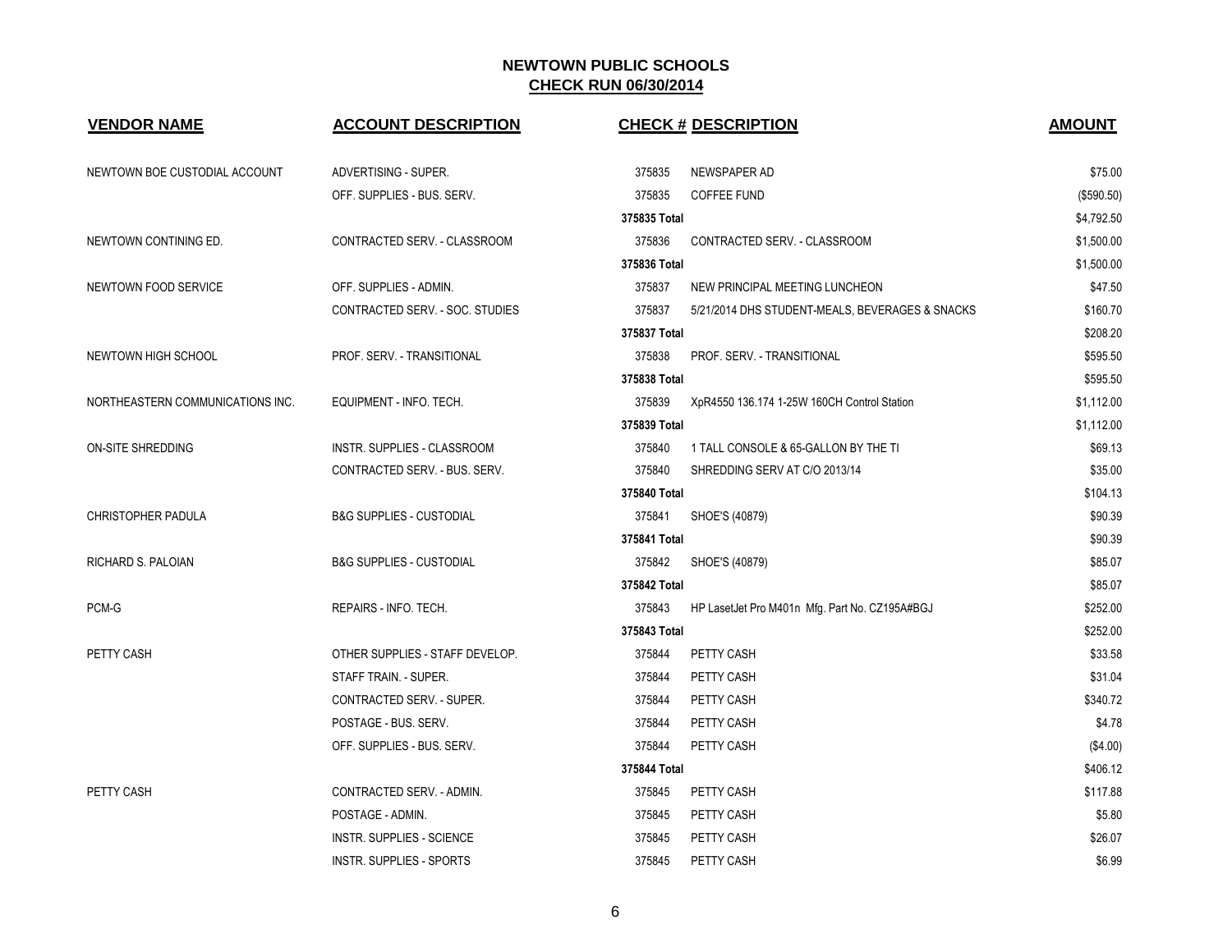## NEWTOWN PUBLIC SCHOOLS

## CHECK RUN 06/30/2014

| VENDOR NAME | ACCOUNT DESCRIPTION | CHECK # | DESCRIPTION | AMOUNT |
|---|---|---|---|---|
| NEWTOWN BOE CUSTODIAL ACCOUNT | ADVERTISING - SUPER. | 375835 | NEWSPAPER AD | $75.00 |
| | OFF. SUPPLIES - BUS. SERV. | 375835 | COFFEE FUND | ($590.50) |
| | | 375835 Total | | $4,792.50 |
| NEWTOWN CONTINING ED. | CONTRACTED SERV. - CLASSROOM | 375836 | CONTRACTED SERV. - CLASSROOM | $1,500.00 |
| | | 375836 Total | | $1,500.00 |
| NEWTOWN FOOD SERVICE | OFF. SUPPLIES - ADMIN. | 375837 | NEW PRINCIPAL MEETING LUNCHEON | $47.50 |
| | CONTRACTED SERV. - SOC. STUDIES | 375837 | 5/21/2014 DHS STUDENT-MEALS, BEVERAGES & SNACKS | $160.70 |
| | | 375837 Total | | $208.20 |
| NEWTOWN HIGH SCHOOL | PROF. SERV. - TRANSITIONAL | 375838 | PROF. SERV. - TRANSITIONAL | $595.50 |
| | | 375838 Total | | $595.50 |
| NORTHEASTERN COMMUNICATIONS INC. | EQUIPMENT - INFO. TECH. | 375839 | XpR4550 136.174 1-25W 160CH Control Station | $1,112.00 |
| | | 375839 Total | | $1,112.00 |
| ON-SITE SHREDDING | INSTR. SUPPLIES - CLASSROOM | 375840 | 1 TALL CONSOLE & 65-GALLON BY THE TI | $69.13 |
| | CONTRACTED SERV. - BUS. SERV. | 375840 | SHREDDING SERV AT C/O 2013/14 | $35.00 |
| | | 375840 Total | | $104.13 |
| CHRISTOPHER PADULA | B&G SUPPLIES - CUSTODIAL | 375841 | SHOE'S (40879) | $90.39 |
| | | 375841 Total | | $90.39 |
| RICHARD S. PALOIAN | B&G SUPPLIES - CUSTODIAL | 375842 | SHOE'S (40879) | $85.07 |
| | | 375842 Total | | $85.07 |
| PCM-G | REPAIRS - INFO. TECH. | 375843 | HP LasetJet Pro M401n Mfg. Part No. CZ195A#BGJ | $252.00 |
| | | 375843 Total | | $252.00 |
| PETTY CASH | OTHER SUPPLIES - STAFF DEVELOP. | 375844 | PETTY CASH | $33.58 |
| | STAFF TRAIN. - SUPER. | 375844 | PETTY CASH | $31.04 |
| | CONTRACTED SERV. - SUPER. | 375844 | PETTY CASH | $340.72 |
| | POSTAGE - BUS. SERV. | 375844 | PETTY CASH | $4.78 |
| | OFF. SUPPLIES - BUS. SERV. | 375844 | PETTY CASH | ($4.00) |
| | | 375844 Total | | $406.12 |
| PETTY CASH | CONTRACTED SERV. - ADMIN. | 375845 | PETTY CASH | $117.88 |
| | POSTAGE - ADMIN. | 375845 | PETTY CASH | $5.80 |
| | INSTR. SUPPLIES - SCIENCE | 375845 | PETTY CASH | $26.07 |
| | INSTR. SUPPLIES - SPORTS | 375845 | PETTY CASH | $6.99 |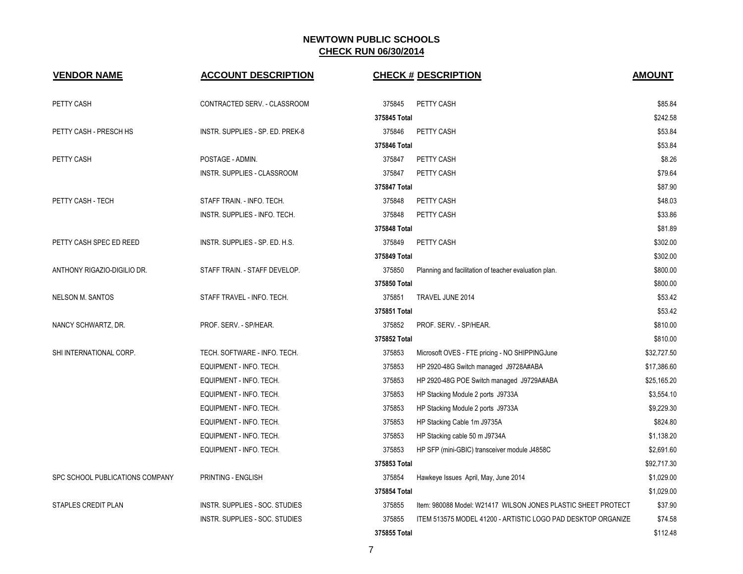## NEWTOWN PUBLIC SCHOOLS
## CHECK RUN 06/30/2014

| VENDOR NAME | ACCOUNT DESCRIPTION | CHECK # | DESCRIPTION | AMOUNT |
|---|---|---|---|---|
| PETTY CASH | CONTRACTED SERV. - CLASSROOM | 375845 | PETTY CASH | $85.84 |
| | | **375845 Total** | | $242.58 |
| PETTY CASH - PRESCH HS | INSTR. SUPPLIES - SP. ED. PREK-8 | 375846 | PETTY CASH | $53.84 |
| | | **375846 Total** | | $53.84 |
| PETTY CASH | POSTAGE - ADMIN. | 375847 | PETTY CASH | $8.26 |
| | INSTR. SUPPLIES - CLASSROOM | 375847 | PETTY CASH | $79.64 |
| | | **375847 Total** | | $87.90 |
| PETTY CASH - TECH | STAFF TRAIN. - INFO. TECH. | 375848 | PETTY CASH | $48.03 |
| | INSTR. SUPPLIES - INFO. TECH. | 375848 | PETTY CASH | $33.86 |
| | | **375848 Total** | | $81.89 |
| PETTY CASH SPEC ED REED | INSTR. SUPPLIES - SP. ED. H.S. | 375849 | PETTY CASH | $302.00 |
| | | **375849 Total** | | $302.00 |
| ANTHONY RIGAZIO-DIGILIO DR. | STAFF TRAIN. - STAFF DEVELOP. | 375850 | Planning and facilitation of teacher evaluation plan. | $800.00 |
| | | **375850 Total** | | $800.00 |
| NELSON M. SANTOS | STAFF TRAVEL - INFO. TECH. | 375851 | TRAVEL JUNE 2014 | $53.42 |
| | | **375851 Total** | | $53.42 |
| NANCY SCHWARTZ, DR. | PROF. SERV. - SP/HEAR. | 375852 | PROF. SERV. - SP/HEAR. | $810.00 |
| | | **375852 Total** | | $810.00 |
| SHI INTERNATIONAL CORP. | TECH. SOFTWARE - INFO. TECH. | 375853 | Microsoft OVES - FTE pricing - NO SHIPPINGJune | $32,727.50 |
| | EQUIPMENT - INFO. TECH. | 375853 | HP 2920-48G Switch managed J9728A#ABA | $17,386.60 |
| | EQUIPMENT - INFO. TECH. | 375853 | HP 2920-48G POE Switch managed J9729A#ABA | $25,165.20 |
| | EQUIPMENT - INFO. TECH. | 375853 | HP Stacking Module 2 ports J9733A | $3,554.10 |
| | EQUIPMENT - INFO. TECH. | 375853 | HP Stacking Module 2 ports J9733A | $9,229.30 |
| | EQUIPMENT - INFO. TECH. | 375853 | HP Stacking Cable 1m J9735A | $824.80 |
| | EQUIPMENT - INFO. TECH. | 375853 | HP Stacking cable 50 m J9734A | $1,138.20 |
| | EQUIPMENT - INFO. TECH. | 375853 | HP SFP (mini-GBIC) transceiver module J4858C | $2,691.60 |
| | | **375853 Total** | | $92,717.30 |
| SPC SCHOOL PUBLICATIONS COMPANY | PRINTING - ENGLISH | 375854 | Hawkeye Issues April, May, June 2014 | $1,029.00 |
| | | **375854 Total** | | $1,029.00 |
| STAPLES CREDIT PLAN | INSTR. SUPPLIES - SOC. STUDIES | 375855 | Item: 980088 Model: W21417 WILSON JONES PLASTIC SHEET PROTECT | $37.90 |
| | INSTR. SUPPLIES - SOC. STUDIES | 375855 | ITEM 513575 MODEL 41200 - ARTISTIC LOGO PAD DESKTOP ORGANIZE | $74.58 |
| | | **375855 Total** | | $112.48 |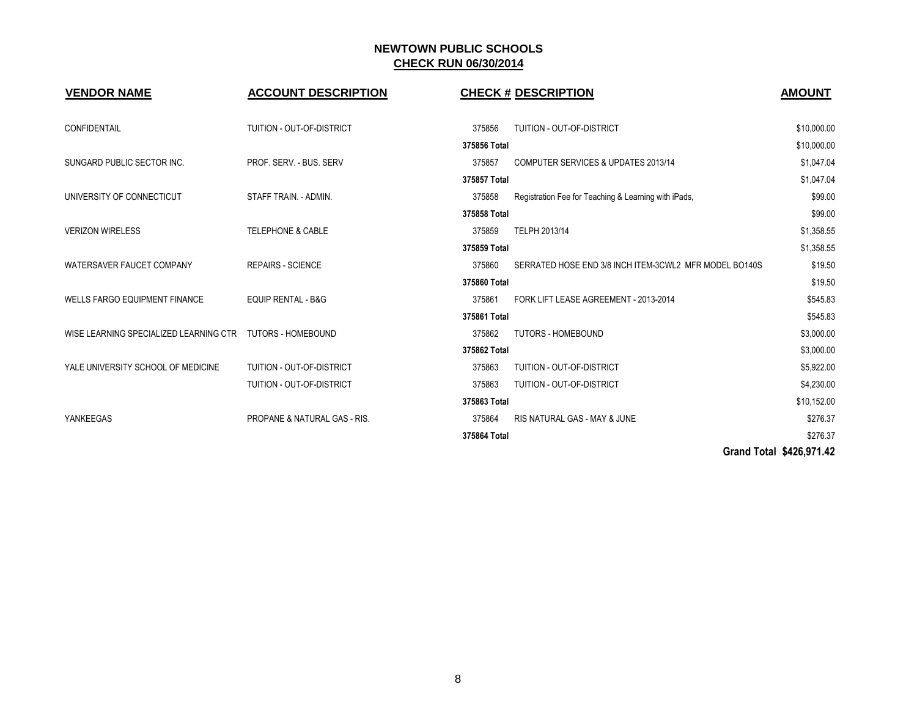# NEWTOWN PUBLIC SCHOOLS

## CHECK RUN 06/30/2014

| VENDOR NAME | ACCOUNT DESCRIPTION | CHECK # | DESCRIPTION | AMOUNT |
|---|---|---|---|---|
| CONFIDENTAIL | TUITION - OUT-OF-DISTRICT | 375856 | TUITION - OUT-OF-DISTRICT | $10,000.00 |
| | | **375856 Total** | | $10,000.00 |
| SUNGARD PUBLIC SECTOR INC. | PROF. SERV. - BUS. SERV | 375857 | COMPUTER SERVICES & UPDATES 2013/14 | $1,047.04 |
| | | **375857 Total** | | $1,047.04 |
| UNIVERSITY OF CONNECTICUT | STAFF TRAIN. - ADMIN. | 375858 | Registration Fee for Teaching & Learning with iPads, | $99.00 |
| | | **375858 Total** | | $99.00 |
| VERIZON WIRELESS | TELEPHONE & CABLE | 375859 | TELPH 2013/14 | $1,358.55 |
| | | **375859 Total** | | $1,358.55 |
| WATERSAVER FAUCET COMPANY | REPAIRS - SCIENCE | 375860 | SERRATED HOSE END 3/8 INCH ITEM-3CWL2 MFR MODEL BO140S | $19.50 |
| | | **375860 Total** | | $19.50 |
| WELLS FARGO EQUIPMENT FINANCE | EQUIP RENTAL - B&G | 375861 | FORK LIFT LEASE AGREEMENT - 2013-2014 | $545.83 |
| | | **375861 Total** | | $545.83 |
| WISE LEARNING SPECIALIZED LEARNING CTR | TUTORS - HOMEBOUND | 375862 | TUTORS - HOMEBOUND | $3,000.00 |
| | | **375862 Total** | | $3,000.00 |
| YALE UNIVERSITY SCHOOL OF MEDICINE | TUITION - OUT-OF-DISTRICT | 375863 | TUITION - OUT-OF-DISTRICT | $5,922.00 |
| | TUITION - OUT-OF-DISTRICT | 375863 | TUITION - OUT-OF-DISTRICT | $4,230.00 |
| | | **375863 Total** | | $10,152.00 |
| YANKEEGAS | PROPANE & NATURAL GAS - RIS. | 375864 | RIS NATURAL GAS - MAY & JUNE | $276.37 |
| | | **375864 Total** | | $276.37 |
| | | | **Grand Total** | **$426,971.42** |